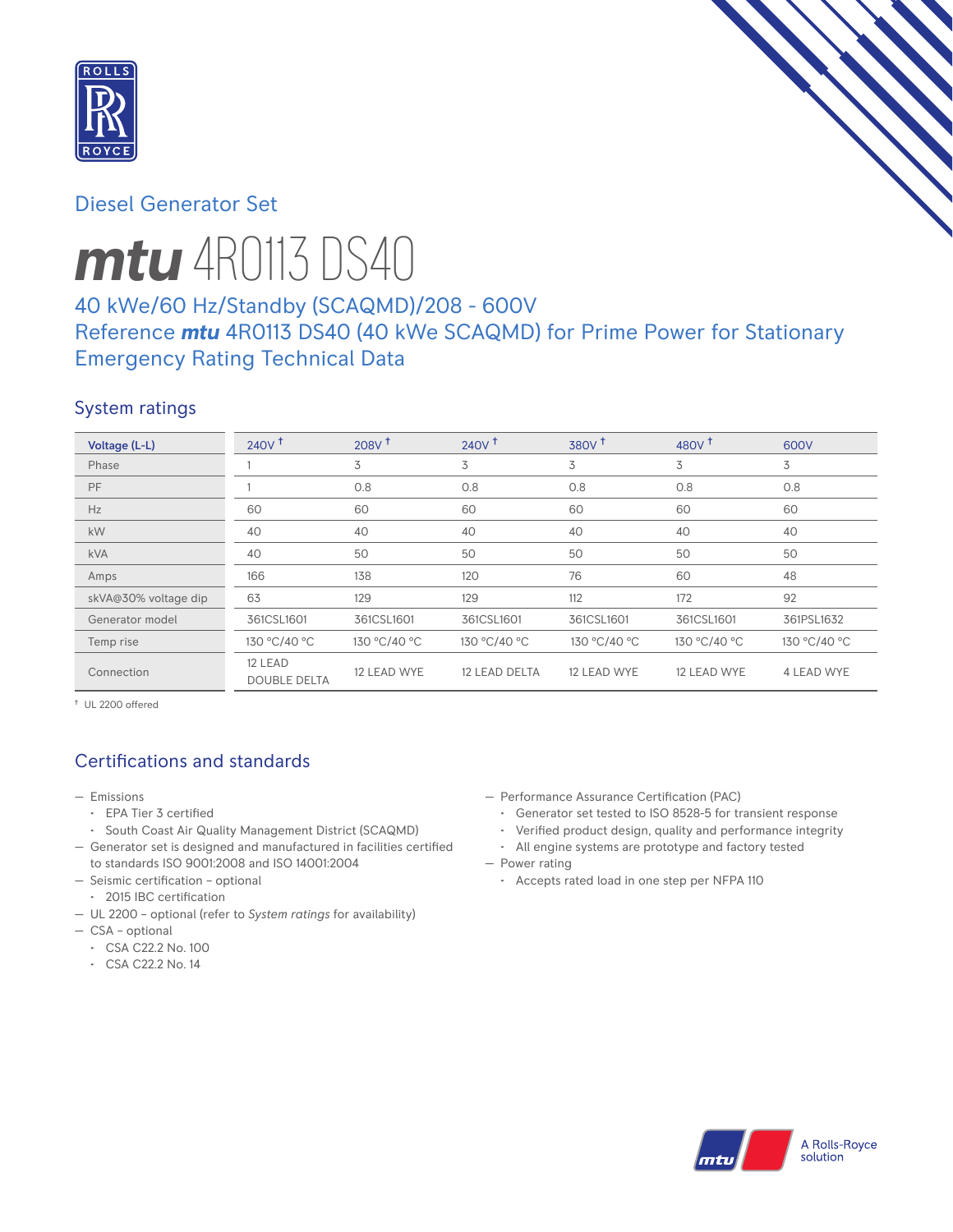Diesel Generator Set

# *mtu* 4R0113 DS40

## 40 kWe/60 Hz/Standby (SCAQMD)/208 - 600V
## Reference *mtu* 4R0113 DS40 (40 kWe SCAQMD) for Prime Power for Stationary Emergency Rating Technical Data

### System ratings

| Voltage (L-L) | 240V † | 208V † | 240V † | 380V † | 480V † | 600V |
|---|---|---|---|---|---|---|
| Phase | 1 | 3 | 3 | 3 | 3 | 3 |
| PF | 1 | 0.8 | 0.8 | 0.8 | 0.8 | 0.8 |
| Hz | 60 | 60 | 60 | 60 | 60 | 60 |
| kW | 40 | 40 | 40 | 40 | 40 | 40 |
| kVA | 40 | 50 | 50 | 50 | 50 | 50 |
| Amps | 166 | 138 | 120 | 76 | 60 | 48 |
| skVA@30% voltage dip | 63 | 129 | 129 | 112 | 172 | 92 |
| Generator model | 361CSL1601 | 361CSL1601 | 361CSL1601 | 361CSL1601 | 361CSL1601 | 361PSL1632 |
| Temp rise | 130 °C/40 °C | 130 °C/40 °C | 130 °C/40 °C | 130 °C/40 °C | 130 °C/40 °C | 130 °C/40 °C |
| Connection | 12 LEAD DOUBLE DELTA | 12 LEAD WYE | 12 LEAD DELTA | 12 LEAD WYE | 12 LEAD WYE | 4 LEAD WYE |

† UL 2200 offered

### Certifications and standards

- Emissions
  - EPA Tier 3 certified
  - South Coast Air Quality Management District (SCAQMD)
- Generator set is designed and manufactured in facilities certified to standards ISO 9001:2008 and ISO 14001:2004
- Seismic certification – optional
  - 2015 IBC certification
- UL 2200 – optional (refer to *System ratings* for availability)
- CSA – optional
  - CSA C22.2 No. 100
  - CSA C22.2 No. 14
- Performance Assurance Certification (PAC)
  - Generator set tested to ISO 8528-5 for transient response
  - Verified product design, quality and performance integrity
  - All engine systems are prototype and factory tested
- Power rating
  - Accepts rated load in one step per NFPA 110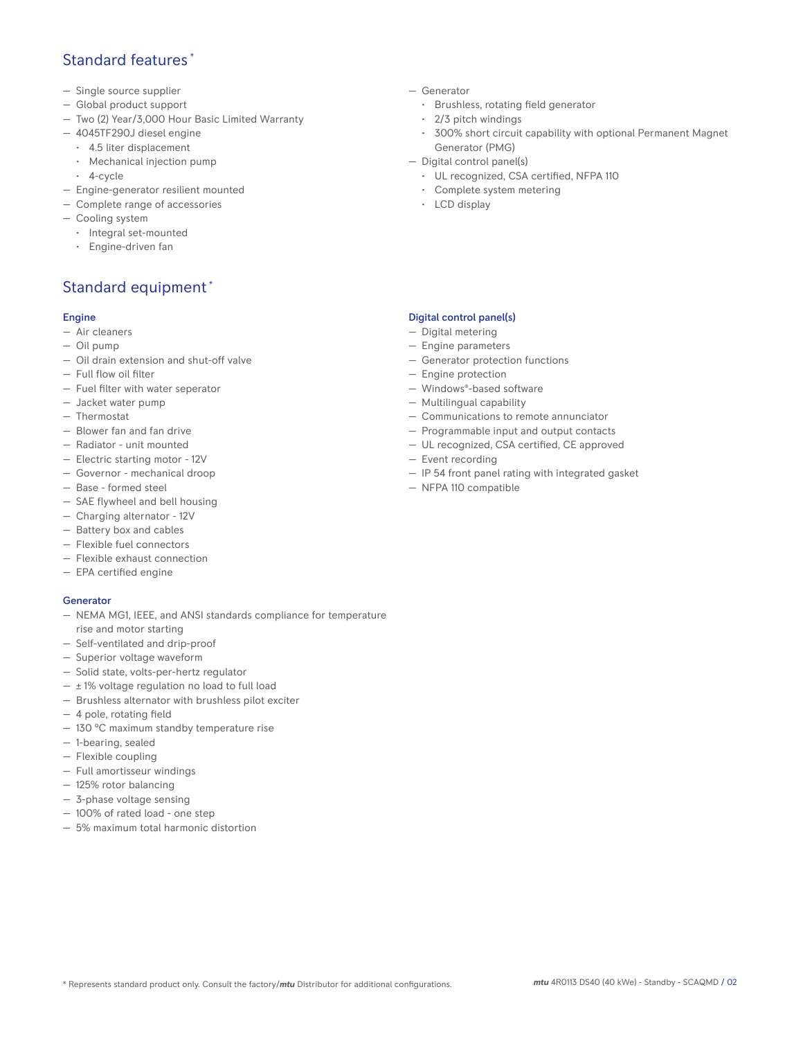## Standard features *

- Single source supplier
- Global product support
- Two (2) Year/3,000 Hour Basic Limited Warranty
- 4045TF290J diesel engine
  - 4.5 liter displacement
  - Mechanical injection pump
  - 4-cycle
- Engine-generator resilient mounted
- Complete range of accessories
- Cooling system
  - Integral set-mounted
  - Engine-driven fan
- Generator
  - Brushless, rotating field generator
  - 2/3 pitch windings
  - 300% short circuit capability with optional Permanent Magnet Generator (PMG)
- Digital control panel(s)
  - UL recognized, CSA certified, NFPA 110
  - Complete system metering
  - LCD display

## Standard equipment *

### Engine

- Air cleaners
- Oil pump
- Oil drain extension and shut-off valve
- Full flow oil filter
- Fuel filter with water seperator
- Jacket water pump
- Thermostat
- Blower fan and fan drive
- Radiator - unit mounted
- Electric starting motor - 12V
- Governor - mechanical droop
- Base - formed steel
- SAE flywheel and bell housing
- Charging alternator - 12V
- Battery box and cables
- Flexible fuel connectors
- Flexible exhaust connection
- EPA certified engine

### Generator

- NEMA MG1, IEEE, and ANSI standards compliance for temperature rise and motor starting
- Self-ventilated and drip-proof
- Superior voltage waveform
- Solid state, volts-per-hertz regulator
- ± 1% voltage regulation no load to full load
- Brushless alternator with brushless pilot exciter
- 4 pole, rotating field
- 130 °C maximum standby temperature rise
- 1-bearing, sealed
- Flexible coupling
- Full amortisseur windings
- 125% rotor balancing
- 3-phase voltage sensing
- 100% of rated load - one step
- 5% maximum total harmonic distortion

### Digital control panel(s)

- Digital metering
- Engine parameters
- Generator protection functions
- Engine protection
- Windows®-based software
- Multilingual capability
- Communications to remote annunciator
- Programmable input and output contacts
- UL recognized, CSA certified, CE approved
- Event recording
- IP 54 front panel rating with integrated gasket
- NFPA 110 compatible

* Represents standard product only. Consult the factory/*mtu* Distributor for additional configurations.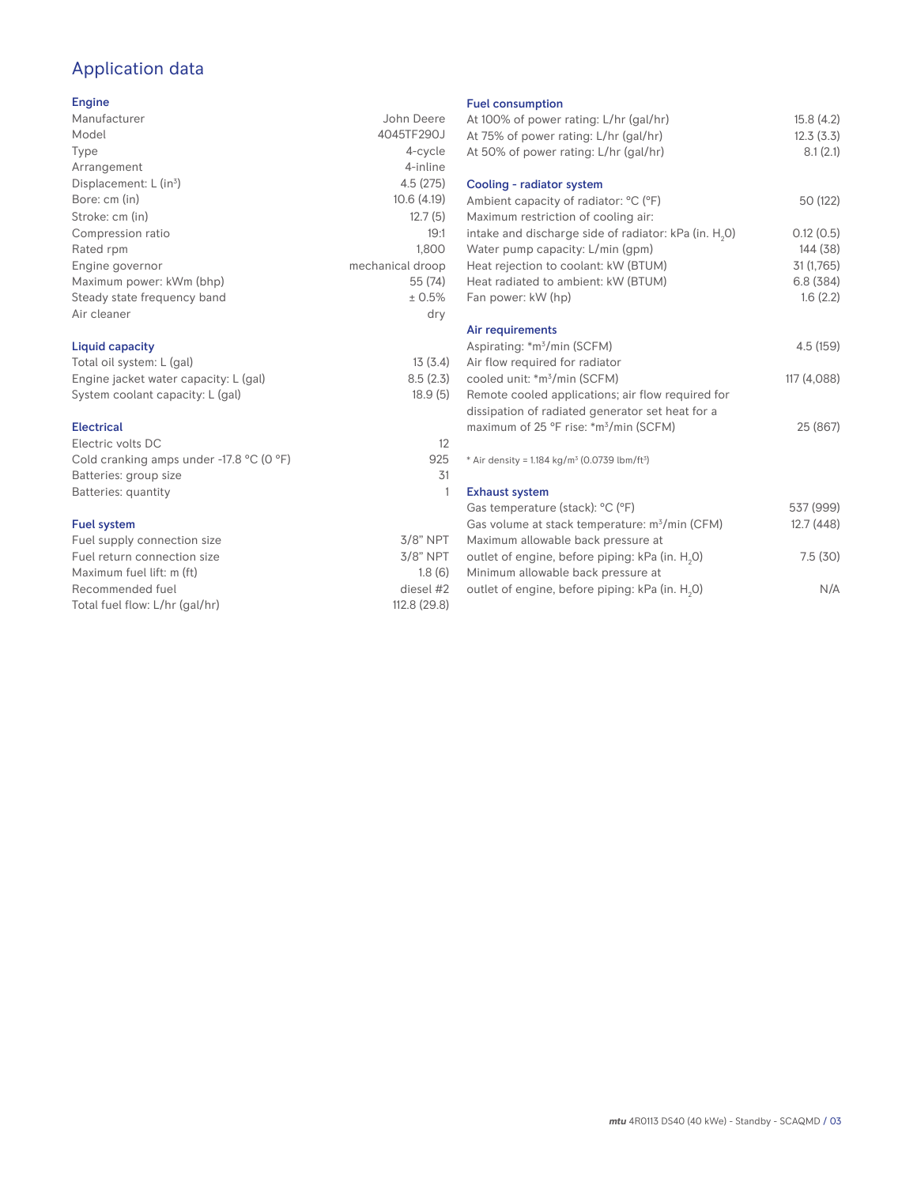# Application data

## Engine

| | |
|---|---|
| Manufacturer | John Deere |
| Model | 4045TF290J |
| Type | 4-cycle |
| Arrangement | 4-inline |
| Displacement: L ($in^3$) | 4.5 (275) |
| Bore: cm (in) | 10.6 (4.19) |
| Stroke: cm (in) | 12.7 (5) |
| Compression ratio | 19:1 |
| Rated rpm | 1,800 |
| Engine governor | mechanical droop |
| Maximum power: kWm (bhp) | 55 (74) |
| Steady state frequency band | ± 0.5% |
| Air cleaner | dry |

## Liquid capacity

| | |
|---|---|
| Total oil system: L (gal) | 13 (3.4) |
| Engine jacket water capacity: L (gal) | 8.5 (2.3) |
| System coolant capacity: L (gal) | 18.9 (5) |

## Electrical

| | |
|---|---|
| Electric volts DC | 12 |
| Cold cranking amps under -17.8 °C (0 °F) | 925 |
| Batteries: group size | 31 |
| Batteries: quantity | 1 |

## Fuel system

| | |
|---|---|
| Fuel supply connection size | 3/8" NPT |
| Fuel return connection size | 3/8" NPT |
| Maximum fuel lift: m (ft) | 1.8 (6) |
| Recommended fuel | diesel #2 |
| Total fuel flow: L/hr (gal/hr) | 112.8 (29.8) |

## Fuel consumption

| | |
|---|---|
| At 100% of power rating: L/hr (gal/hr) | 15.8 (4.2) |
| At 75% of power rating: L/hr (gal/hr) | 12.3 (3.3) |
| At 50% of power rating: L/hr (gal/hr) | 8.1 (2.1) |

## Cooling - radiator system

| | |
|---|---|
| Ambient capacity of radiator: °C (°F) | 50 (122) |
| Maximum restriction of cooling air: intake and discharge side of radiator: kPa (in. $H_2O$) | 0.12 (0.5) |
| Water pump capacity: L/min (gpm) | 144 (38) |
| Heat rejection to coolant: kW (BTUM) | 31 (1,765) |
| Heat radiated to ambient: kW (BTUM) | 6.8 (384) |
| Fan power: kW (hp) | 1.6 (2.2) |

## Air requirements

| | |
|---|---|
| Aspirating: *$m^3$/min (SCFM) | 4.5 (159) |
| Air flow required for radiator cooled unit: *$m^3$/min (SCFM) | 117 (4,088) |
| Remote cooled applications; air flow required for dissipation of radiated generator set heat for a maximum of 25 °F rise: *$m^3$/min (SCFM) | 25 (867) |

* Air density = 1.184 kg/$m^3$ (0.0739 lbm/$ft^3$)

## Exhaust system

| | |
|---|---|
| Gas temperature (stack): °C (°F) | 537 (999) |
| Gas volume at stack temperature: $m^3$/min (CFM) | 12.7 (448) |
| Maximum allowable back pressure at outlet of engine, before piping: kPa (in. $H_2O$) | 7.5 (30) |
| Minimum allowable back pressure at outlet of engine, before piping: kPa (in. $H_2O$) | N/A |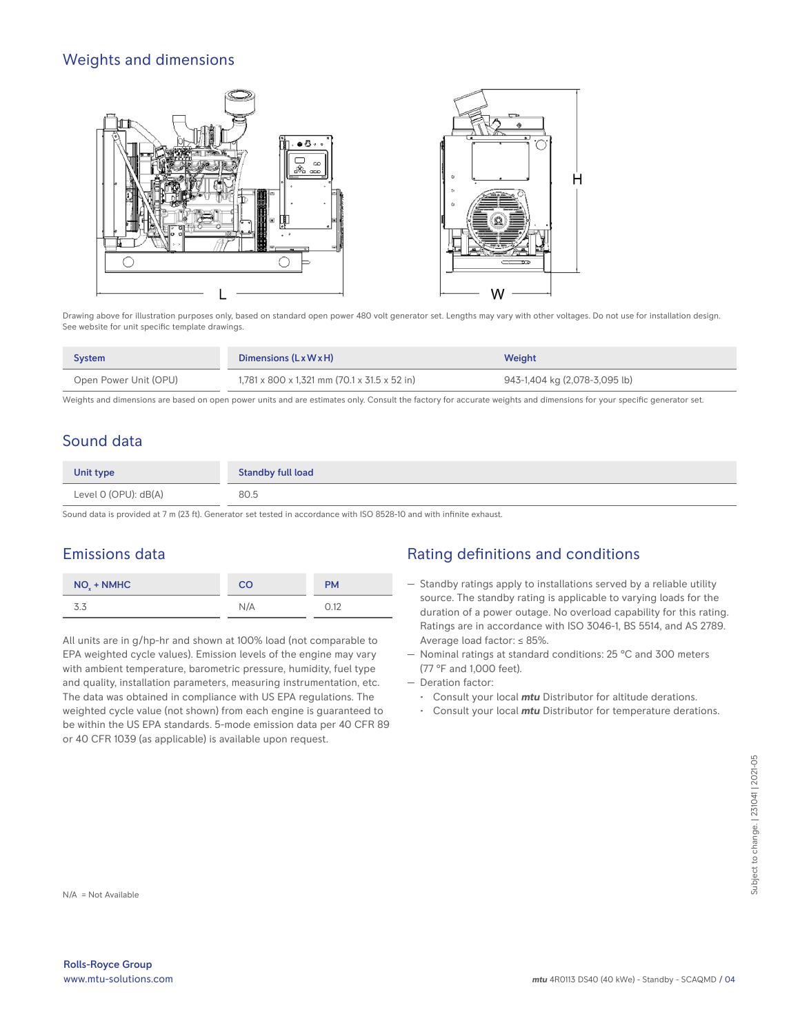## Weights and dimensions

L

W

H

Drawing above for illustration purposes only, based on standard open power 480 volt generator set. Lengths may vary with other voltages. Do not use for installation design. See website for unit specific template drawings.

| System | Dimensions (L x W x H) | Weight |
| --- | --- | --- |
| Open Power Unit (OPU) | 1,781 x 800 x 1,321 mm (70.1 x 31.5 x 52 in) | 943-1,404 kg (2,078-3,095 lb) |

Weights and dimensions are based on open power units and are estimates only. Consult the factory for accurate weights and dimensions for your specific generator set.

## Sound data

| Unit type | Standby full load |
| --- | --- |
| Level 0 (OPU): dB(A) | 80.5 |

Sound data is provided at 7 m (23 ft). Generator set tested in accordance with ISO 8528-10 and with infinite exhaust.

## Emissions data

| $NO_x$ + NMHC | CO | PM |
| --- | --- | --- |
| 3.3 | N/A | 0.12 |

All units are in g/hp-hr and shown at 100% load (not comparable to EPA weighted cycle values). Emission levels of the engine may vary with ambient temperature, barometric pressure, humidity, fuel type and quality, installation parameters, measuring instrumentation, etc. The data was obtained in compliance with US EPA regulations. The weighted cycle value (not shown) from each engine is guaranteed to be within the US EPA standards. 5-mode emission data per 40 CFR 89 or 40 CFR 1039 (as applicable) is available upon request.

## Rating definitions and conditions

- Standby ratings apply to installations served by a reliable utility source. The standby rating is applicable to varying loads for the duration of a power outage. No overload capability for this rating. Ratings are in accordance with ISO 3046-1, BS 5514, and AS 2789. Average load factor: ≤ 85%.
- Nominal ratings at standard conditions: 25 °C and 300 meters (77 °F and 1,000 feet).
- Deration factor:
  - Consult your local ***mtu*** Distributor for altitude derations.
  - Consult your local ***mtu*** Distributor for temperature derations.

Subject to change. | 231041 | 2021-05

N/A = Not Available

Rolls-Royce Group
www.mtu-solutions.com

***mtu*** 4R0113 DS40 (40 kWe) - Standby - SCAQMD